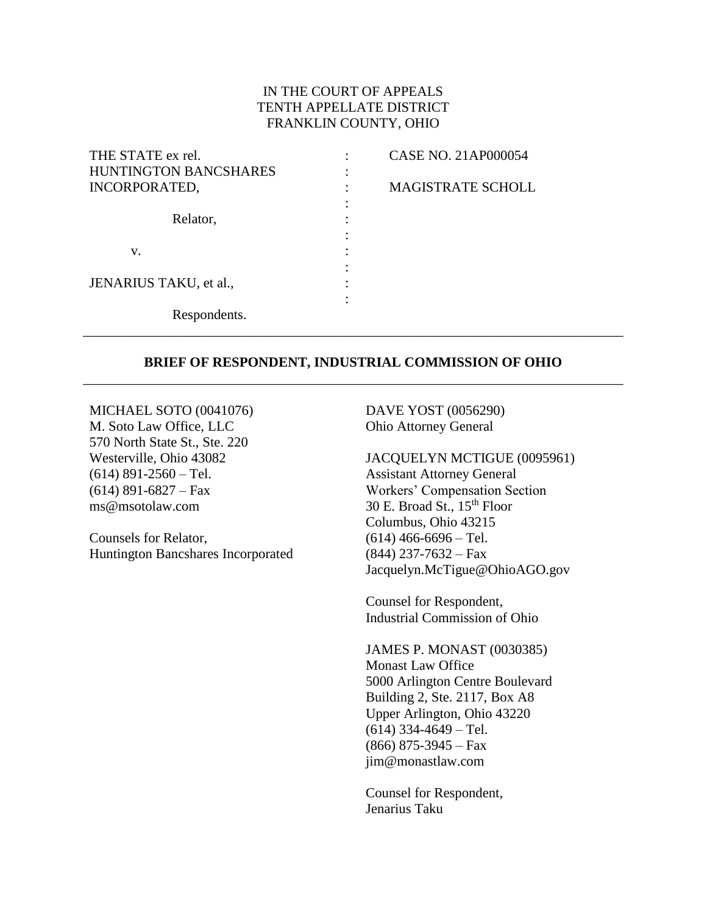IN THE COURT OF APPEALS
TENTH APPELLATE DISTRICT
FRANKLIN COUNTY, OHIO

| | | |
|---|---|---|
| THE STATE ex rel. HUNTINGTON BANCSHARES INCORPORATED, | : | CASE NO. 21AP000054 |
| | : | |
| Relator, | : | MAGISTRATE SCHOLL |
| | : | |
| v. | : | |
| | : | |
| JENARIUS TAKU, et al., | : | |
| | : | |
| Respondents. | | |

---

**BRIEF OF RESPONDENT, INDUSTRIAL COMMISSION OF OHIO**

---

MICHAEL SOTO (0041076)
M. Soto Law Office, LLC
570 North State St., Ste. 220
Westerville, Ohio 43082
(614) 891-2560 – Tel.
(614) 891-6827 – Fax
ms@msotolaw.com

Counsels for Relator,
Huntington Bancshares Incorporated

DAVE YOST (0056290)
Ohio Attorney General

JACQUELYN MCTIGUE (0095961)
Assistant Attorney General
Workers' Compensation Section
30 E. Broad St., 15th Floor
Columbus, Ohio 43215
(614) 466-6696 – Tel.
(844) 237-7632 – Fax
Jacquelyn.McTigue@OhioAGO.gov

Counsel for Respondent,
Industrial Commission of Ohio

JAMES P. MONAST (0030385)
Monast Law Office
5000 Arlington Centre Boulevard
Building 2, Ste. 2117, Box A8
Upper Arlington, Ohio 43220
(614) 334-4649 – Tel.
(866) 875-3945 – Fax
jim@monastlaw.com

Counsel for Respondent,
Jenarius Taku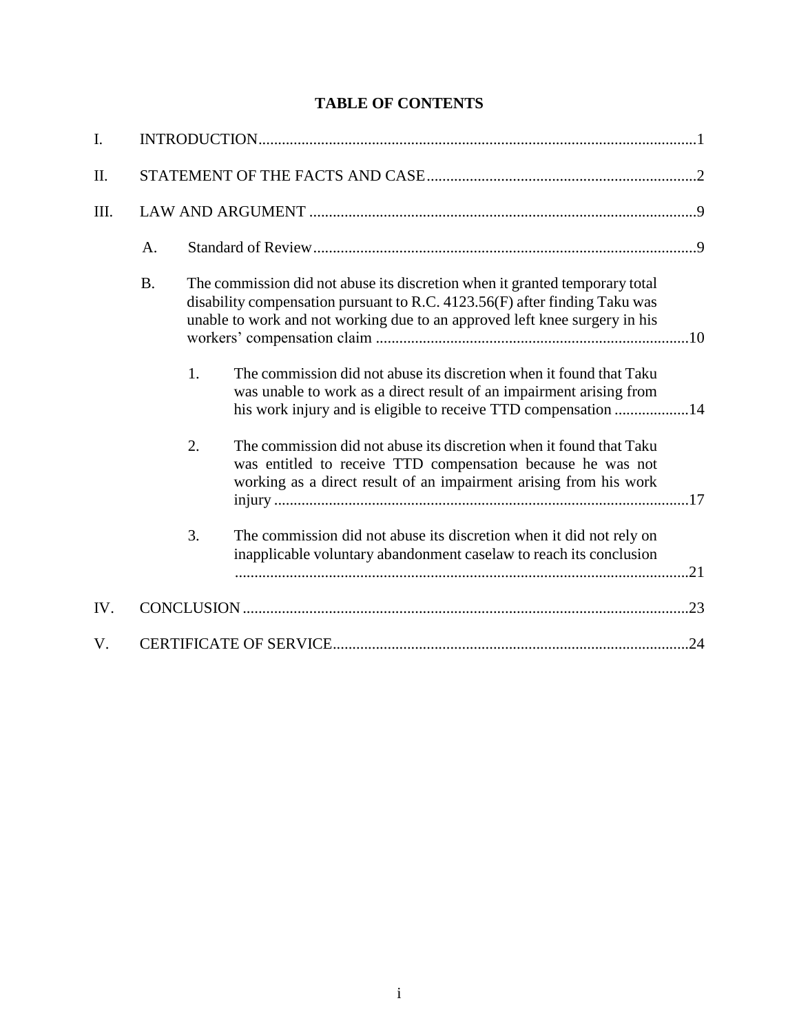# TABLE OF CONTENTS

I. INTRODUCTION ........................................................................................................ 1

II. STATEMENT OF THE FACTS AND CASE ............................................................. 2

III. LAW AND ARGUMENT ............................................................................................ 9

&nbsp;&nbsp;&nbsp;&nbsp;A. Standard of Review ............................................................................................ 9

&nbsp;&nbsp;&nbsp;&nbsp;B. The commission did not abuse its discretion when it granted temporary total disability compensation pursuant to R.C. 4123.56(F) after finding Taku was unable to work and not working due to an approved left knee surgery in his workers' compensation claim ........................................................................ 10

&nbsp;&nbsp;&nbsp;&nbsp;&nbsp;&nbsp;&nbsp;&nbsp;1. The commission did not abuse its discretion when it found that Taku was unable to work as a direct result of an impairment arising from his work injury and is eligible to receive TTD compensation .................. 14

&nbsp;&nbsp;&nbsp;&nbsp;&nbsp;&nbsp;&nbsp;&nbsp;2. The commission did not abuse its discretion when it found that Taku was entitled to receive TTD compensation because he was not working as a direct result of an impairment arising from his work injury ........................................................................................................ 17

&nbsp;&nbsp;&nbsp;&nbsp;&nbsp;&nbsp;&nbsp;&nbsp;3. The commission did not abuse its discretion when it did not rely on inapplicable voluntary abandonment caselaw to reach its conclusion .................................................................................................................. 21

IV. CONCLUSION ............................................................................................................ 23

V. CERTIFICATE OF SERVICE ...................................................................................... 24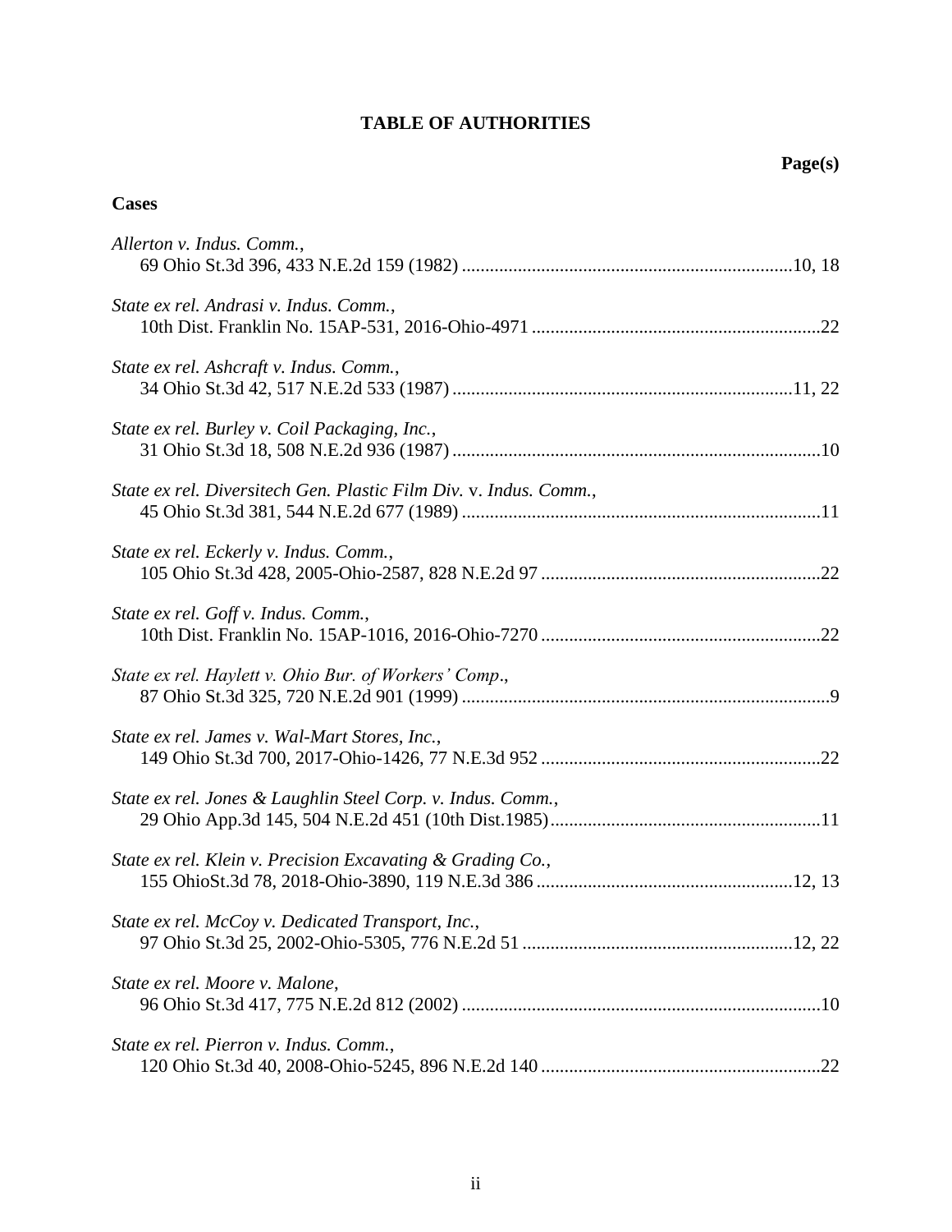# TABLE OF AUTHORITIES

**Page(s)**

**Cases**

*Allerton v. Indus. Comm.*,
69 Ohio St.3d 396, 433 N.E.2d 159 (1982) ....................................................................10, 18

*State ex rel. Andrasi v. Indus. Comm.*,
10th Dist. Franklin No. 15AP-531, 2016-Ohio-4971 .............................................................22

*State ex rel. Ashcraft v. Indus. Comm.*,
34 Ohio St.3d 42, 517 N.E.2d 533 (1987) ........................................................................11, 22

*State ex rel. Burley v. Coil Packaging, Inc.*,
31 Ohio St.3d 18, 508 N.E.2d 936 (1987) .............................................................................10

*State ex rel. Diversitech Gen. Plastic Film Div.* v. *Indus. Comm.*,
45 Ohio St.3d 381, 544 N.E.2d 677 (1989) ............................................................................11

*State ex rel. Eckerly v. Indus. Comm.*,
105 Ohio St.3d 428, 2005-Ohio-2587, 828 N.E.2d 97 ...........................................................22

*State ex rel. Goff v. Indus. Comm.*,
10th Dist. Franklin No. 15AP-1016, 2016-Ohio-7270 ...........................................................22

*State ex rel. Haylett v. Ohio Bur. of Workers' Comp*.,
87 Ohio St.3d 325, 720 N.E.2d 901 (1999) ..............................................................................9

*State ex rel. James v. Wal-Mart Stores, Inc.*,
149 Ohio St.3d 700, 2017-Ohio-1426, 77 N.E.3d 952 ...........................................................22

*State ex rel. Jones & Laughlin Steel Corp. v. Indus. Comm.*,
29 Ohio App.3d 145, 504 N.E.2d 451 (10th Dist.1985).........................................................11

*State ex rel. Klein v. Precision Excavating & Grading Co.*,
155 OhioSt.3d 78, 2018-Ohio-3890, 119 N.E.3d 386 ......................................................12, 13

*State ex rel. McCoy v. Dedicated Transport, Inc.*,
97 Ohio St.3d 25, 2002-Ohio-5305, 776 N.E.2d 51 .........................................................12, 22

*State ex rel. Moore v. Malone*,
96 Ohio St.3d 417, 775 N.E.2d 812 (2002) ............................................................................10

*State ex rel. Pierron v. Indus. Comm.*,
120 Ohio St.3d 40, 2008-Ohio-5245, 896 N.E.2d 140 ...........................................................22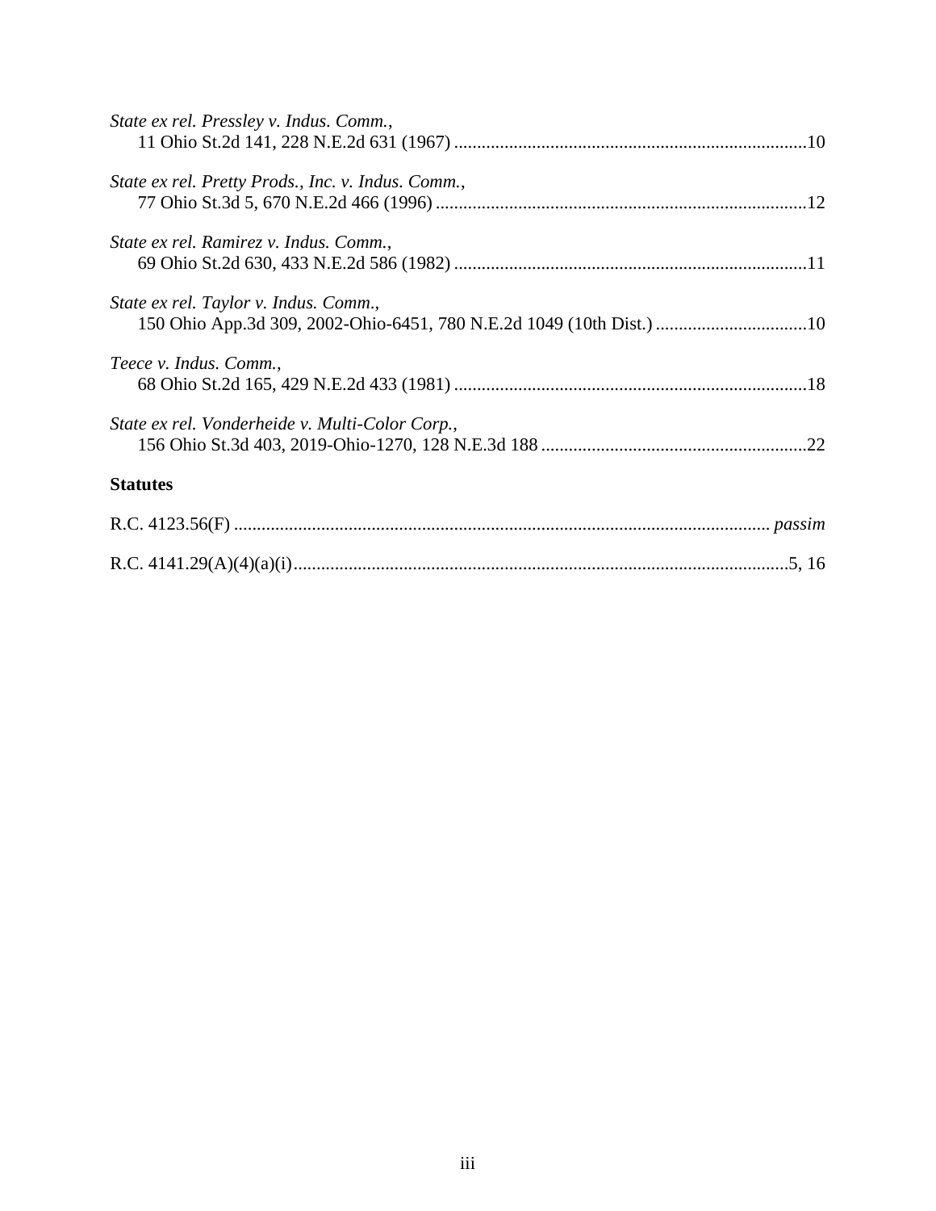*State ex rel. Pressley v. Indus. Comm.*,
11 Ohio St.2d 141, 228 N.E.2d 631 (1967) ............................................................................10

*State ex rel. Pretty Prods., Inc. v. Indus. Comm.*,
77 Ohio St.3d 5, 670 N.E.2d 466 (1996) ................................................................................12

*State ex rel. Ramirez v. Indus. Comm.*,
69 Ohio St.2d 630, 433 N.E.2d 586 (1982) ............................................................................11

*State ex rel. Taylor v. Indus. Comm.*,
150 Ohio App.3d 309, 2002-Ohio-6451, 780 N.E.2d 1049 (10th Dist.) ................................10

*Teece v. Indus. Comm.*,
68 Ohio St.2d 165, 429 N.E.2d 433 (1981) ............................................................................18

*State ex rel. Vonderheide v. Multi-Color Corp.*,
156 Ohio St.3d 403, 2019-Ohio-1270, 128 N.E.3d 188 .........................................................22

**Statutes**

R.C. 4123.56(F) .................................................................................................................... *passim*

R.C. 4141.29(A)(4)(a)(i)..........................................................................................................5, 16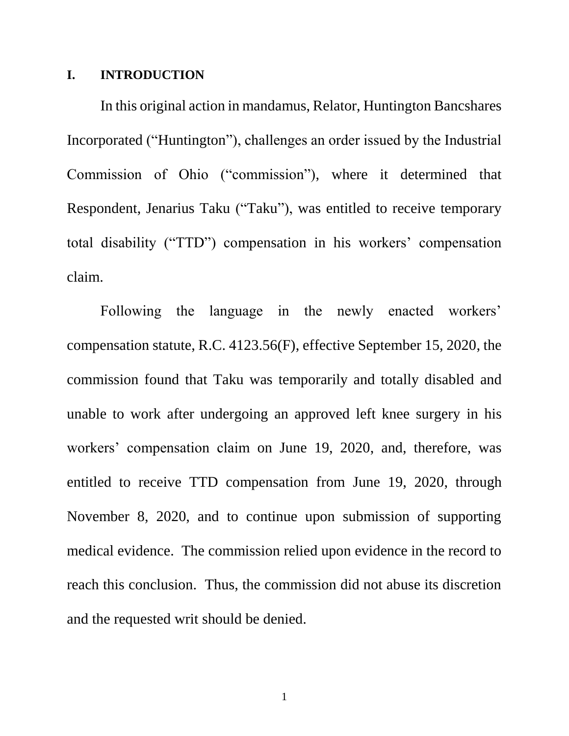## I. INTRODUCTION

In this original action in mandamus, Relator, Huntington Bancshares Incorporated ("Huntington"), challenges an order issued by the Industrial Commission of Ohio ("commission"), where it determined that Respondent, Jenarius Taku ("Taku"), was entitled to receive temporary total disability ("TTD") compensation in his workers' compensation claim.

Following the language in the newly enacted workers' compensation statute, R.C. 4123.56(F), effective September 15, 2020, the commission found that Taku was temporarily and totally disabled and unable to work after undergoing an approved left knee surgery in his workers' compensation claim on June 19, 2020, and, therefore, was entitled to receive TTD compensation from June 19, 2020, through November 8, 2020, and to continue upon submission of supporting medical evidence. The commission relied upon evidence in the record to reach this conclusion. Thus, the commission did not abuse its discretion and the requested writ should be denied.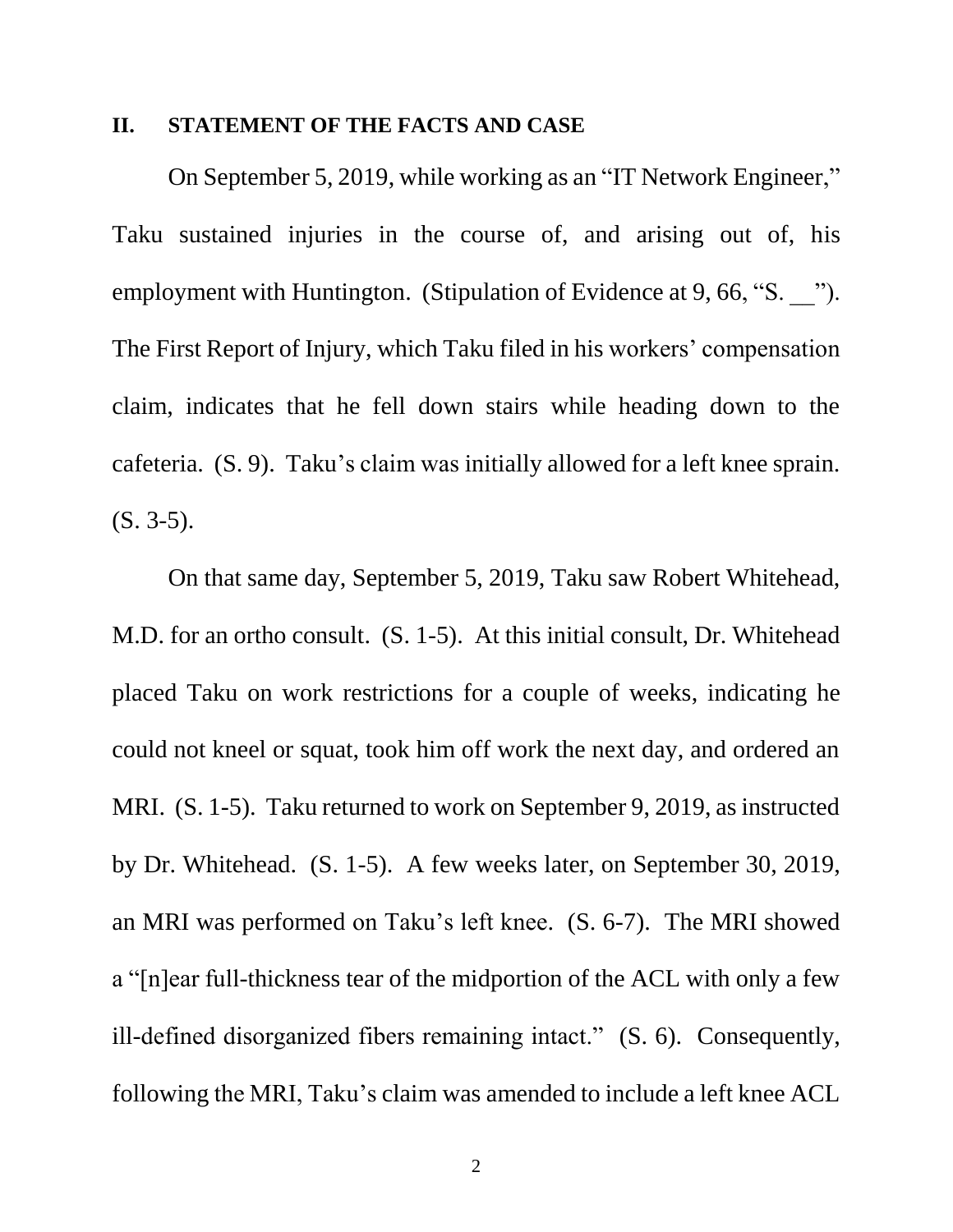## II. STATEMENT OF THE FACTS AND CASE

On September 5, 2019, while working as an "IT Network Engineer," Taku sustained injuries in the course of, and arising out of, his employment with Huntington. (Stipulation of Evidence at 9, 66, "S. __"). The First Report of Injury, which Taku filed in his workers' compensation claim, indicates that he fell down stairs while heading down to the cafeteria. (S. 9). Taku's claim was initially allowed for a left knee sprain. (S. 3-5).

On that same day, September 5, 2019, Taku saw Robert Whitehead, M.D. for an ortho consult. (S. 1-5). At this initial consult, Dr. Whitehead placed Taku on work restrictions for a couple of weeks, indicating he could not kneel or squat, took him off work the next day, and ordered an MRI. (S. 1-5). Taku returned to work on September 9, 2019, as instructed by Dr. Whitehead. (S. 1-5). A few weeks later, on September 30, 2019, an MRI was performed on Taku's left knee. (S. 6-7). The MRI showed a "[n]ear full-thickness tear of the midportion of the ACL with only a few ill-defined disorganized fibers remaining intact." (S. 6). Consequently, following the MRI, Taku's claim was amended to include a left knee ACL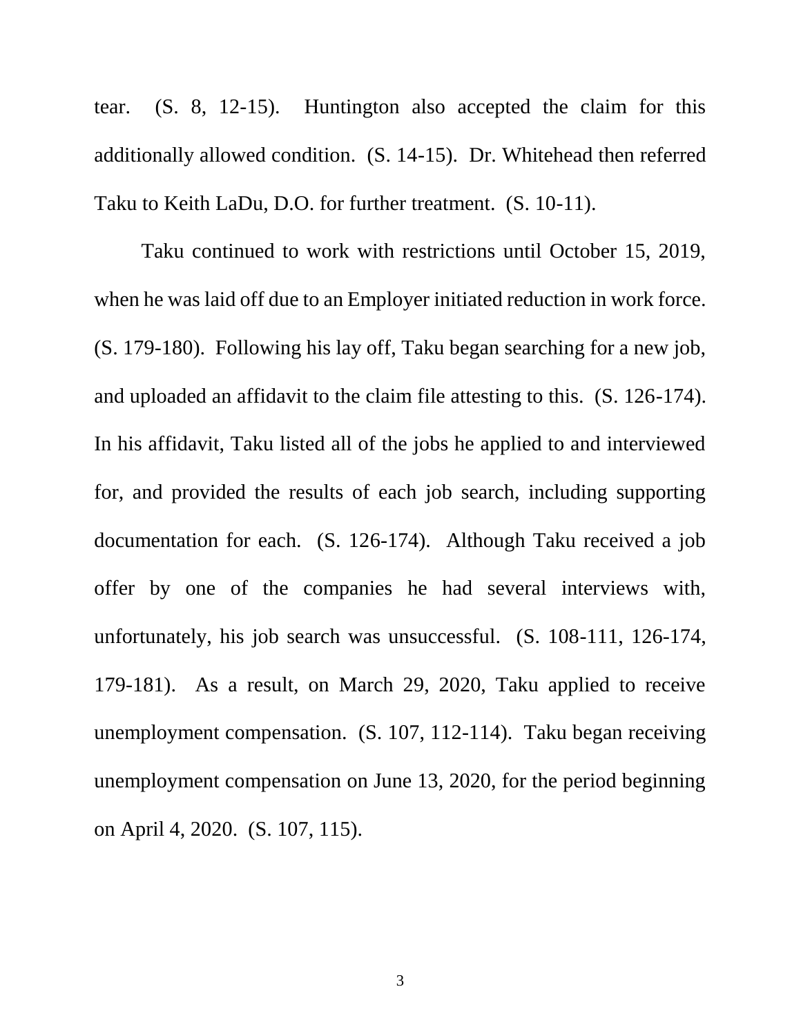tear. (S. 8, 12-15). Huntington also accepted the claim for this additionally allowed condition. (S. 14-15). Dr. Whitehead then referred Taku to Keith LaDu, D.O. for further treatment. (S. 10-11).

Taku continued to work with restrictions until October 15, 2019, when he was laid off due to an Employer initiated reduction in work force. (S. 179-180). Following his lay off, Taku began searching for a new job, and uploaded an affidavit to the claim file attesting to this. (S. 126-174). In his affidavit, Taku listed all of the jobs he applied to and interviewed for, and provided the results of each job search, including supporting documentation for each. (S. 126-174). Although Taku received a job offer by one of the companies he had several interviews with, unfortunately, his job search was unsuccessful. (S. 108-111, 126-174, 179-181). As a result, on March 29, 2020, Taku applied to receive unemployment compensation. (S. 107, 112-114). Taku began receiving unemployment compensation on June 13, 2020, for the period beginning on April 4, 2020. (S. 107, 115).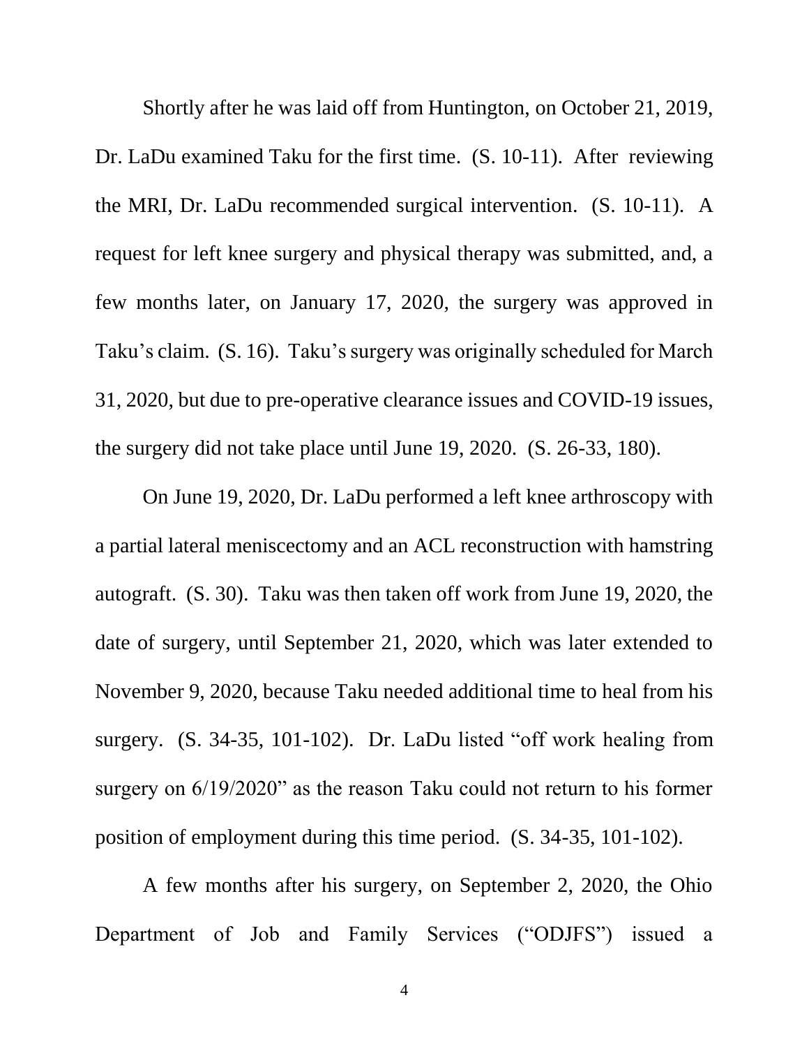Shortly after he was laid off from Huntington, on October 21, 2019, Dr. LaDu examined Taku for the first time. (S. 10-11). After reviewing the MRI, Dr. LaDu recommended surgical intervention. (S. 10-11). A request for left knee surgery and physical therapy was submitted, and, a few months later, on January 17, 2020, the surgery was approved in Taku's claim. (S. 16). Taku's surgery was originally scheduled for March 31, 2020, but due to pre-operative clearance issues and COVID-19 issues, the surgery did not take place until June 19, 2020. (S. 26-33, 180).

On June 19, 2020, Dr. LaDu performed a left knee arthroscopy with a partial lateral meniscectomy and an ACL reconstruction with hamstring autograft. (S. 30). Taku was then taken off work from June 19, 2020, the date of surgery, until September 21, 2020, which was later extended to November 9, 2020, because Taku needed additional time to heal from his surgery. (S. 34-35, 101-102). Dr. LaDu listed "off work healing from surgery on 6/19/2020" as the reason Taku could not return to his former position of employment during this time period. (S. 34-35, 101-102).

A few months after his surgery, on September 2, 2020, the Ohio Department of Job and Family Services ("ODJFS") issued a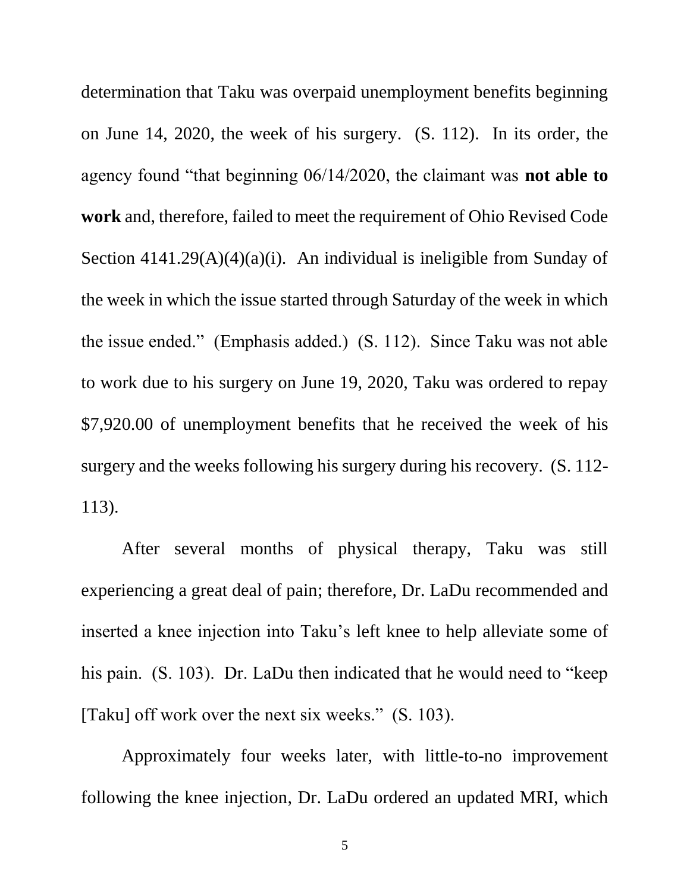determination that Taku was overpaid unemployment benefits beginning on June 14, 2020, the week of his surgery. (S. 112). In its order, the agency found "that beginning 06/14/2020, the claimant was **not able to work** and, therefore, failed to meet the requirement of Ohio Revised Code Section 4141.29(A)(4)(a)(i). An individual is ineligible from Sunday of the week in which the issue started through Saturday of the week in which the issue ended." (Emphasis added.) (S. 112). Since Taku was not able to work due to his surgery on June 19, 2020, Taku was ordered to repay $7,920.00 of unemployment benefits that he received the week of his surgery and the weeks following his surgery during his recovery. (S. 112-113).

After several months of physical therapy, Taku was still experiencing a great deal of pain; therefore, Dr. LaDu recommended and inserted a knee injection into Taku's left knee to help alleviate some of his pain. (S. 103). Dr. LaDu then indicated that he would need to "keep [Taku] off work over the next six weeks." (S. 103).

Approximately four weeks later, with little-to-no improvement following the knee injection, Dr. LaDu ordered an updated MRI, which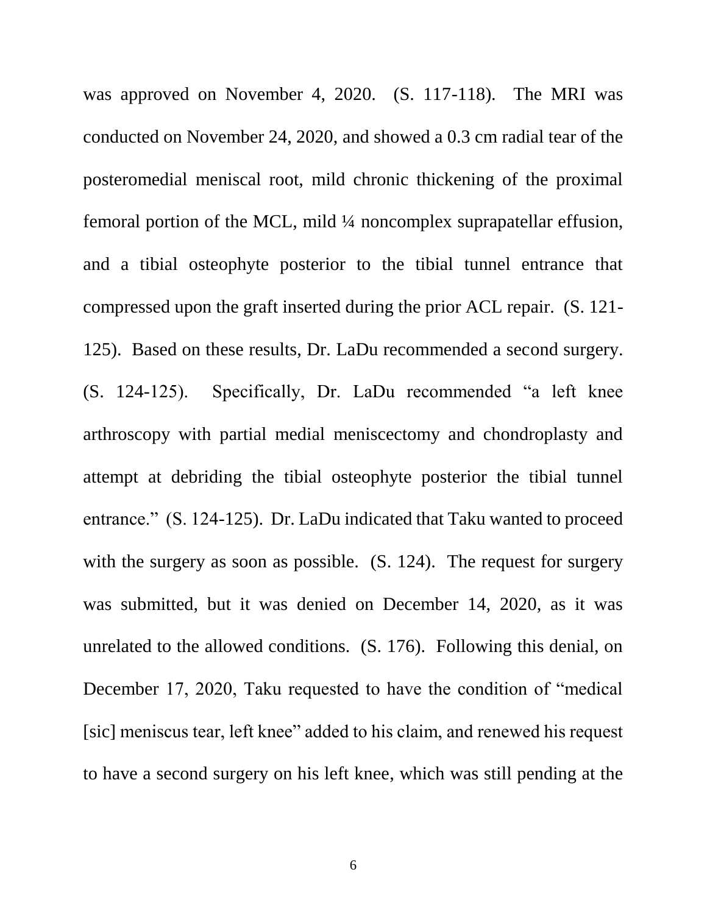was approved on November 4, 2020. (S. 117-118). The MRI was conducted on November 24, 2020, and showed a 0.3 cm radial tear of the posteromedial meniscal root, mild chronic thickening of the proximal femoral portion of the MCL, mild ¼ noncomplex suprapatellar effusion, and a tibial osteophyte posterior to the tibial tunnel entrance that compressed upon the graft inserted during the prior ACL repair. (S. 121-125). Based on these results, Dr. LaDu recommended a second surgery. (S. 124-125). Specifically, Dr. LaDu recommended "a left knee arthroscopy with partial medial meniscectomy and chondroplasty and attempt at debriding the tibial osteophyte posterior the tibial tunnel entrance." (S. 124-125). Dr. LaDu indicated that Taku wanted to proceed with the surgery as soon as possible. (S. 124). The request for surgery was submitted, but it was denied on December 14, 2020, as it was unrelated to the allowed conditions. (S. 176). Following this denial, on December 17, 2020, Taku requested to have the condition of "medical [sic] meniscus tear, left knee" added to his claim, and renewed his request to have a second surgery on his left knee, which was still pending at the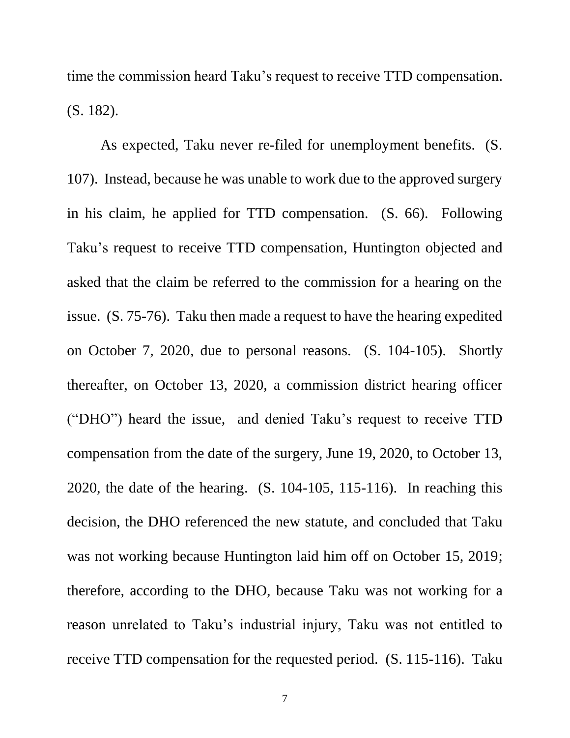time the commission heard Taku's request to receive TTD compensation. (S. 182).

As expected, Taku never re-filed for unemployment benefits. (S. 107). Instead, because he was unable to work due to the approved surgery in his claim, he applied for TTD compensation. (S. 66). Following Taku's request to receive TTD compensation, Huntington objected and asked that the claim be referred to the commission for a hearing on the issue. (S. 75-76). Taku then made a request to have the hearing expedited on October 7, 2020, due to personal reasons. (S. 104-105). Shortly thereafter, on October 13, 2020, a commission district hearing officer ("DHO") heard the issue, and denied Taku's request to receive TTD compensation from the date of the surgery, June 19, 2020, to October 13, 2020, the date of the hearing. (S. 104-105, 115-116). In reaching this decision, the DHO referenced the new statute, and concluded that Taku was not working because Huntington laid him off on October 15, 2019; therefore, according to the DHO, because Taku was not working for a reason unrelated to Taku's industrial injury, Taku was not entitled to receive TTD compensation for the requested period. (S. 115-116). Taku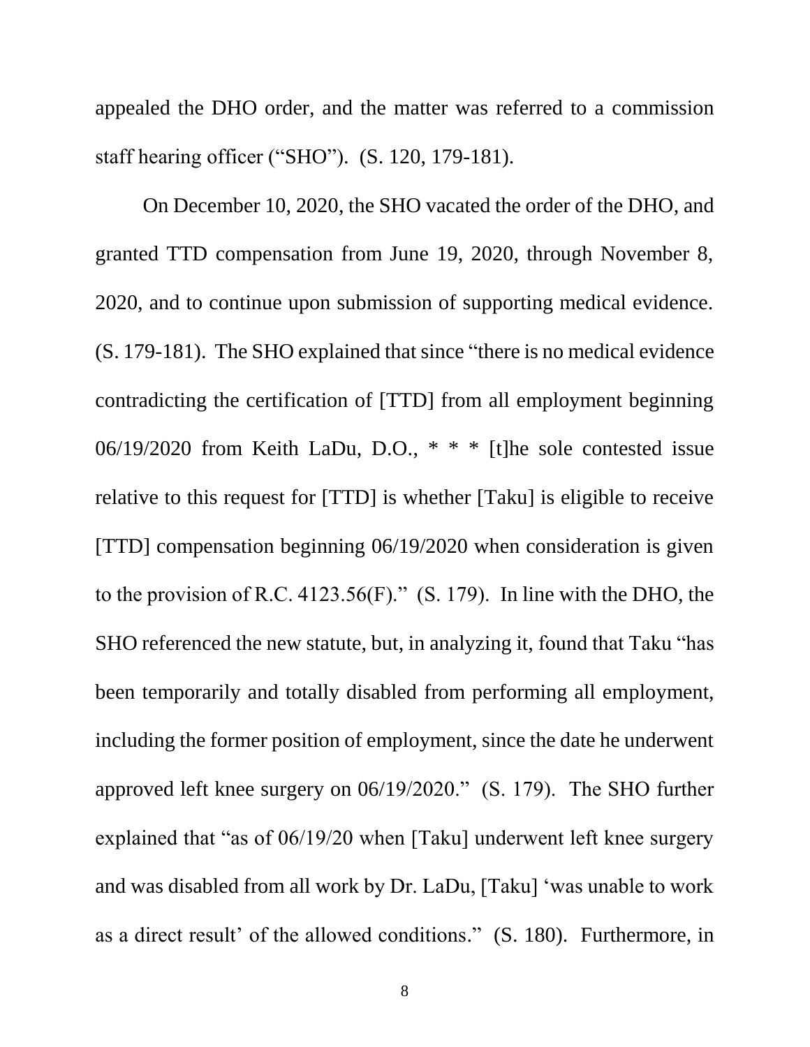appealed the DHO order, and the matter was referred to a commission staff hearing officer ("SHO"). (S. 120, 179-181).

On December 10, 2020, the SHO vacated the order of the DHO, and granted TTD compensation from June 19, 2020, through November 8, 2020, and to continue upon submission of supporting medical evidence. (S. 179-181). The SHO explained that since "there is no medical evidence contradicting the certification of [TTD] from all employment beginning 06/19/2020 from Keith LaDu, D.O., * * * [t]he sole contested issue relative to this request for [TTD] is whether [Taku] is eligible to receive [TTD] compensation beginning 06/19/2020 when consideration is given to the provision of R.C. 4123.56(F)." (S. 179). In line with the DHO, the SHO referenced the new statute, but, in analyzing it, found that Taku "has been temporarily and totally disabled from performing all employment, including the former position of employment, since the date he underwent approved left knee surgery on 06/19/2020." (S. 179). The SHO further explained that "as of 06/19/20 when [Taku] underwent left knee surgery and was disabled from all work by Dr. LaDu, [Taku] 'was unable to work as a direct result' of the allowed conditions." (S. 180). Furthermore, in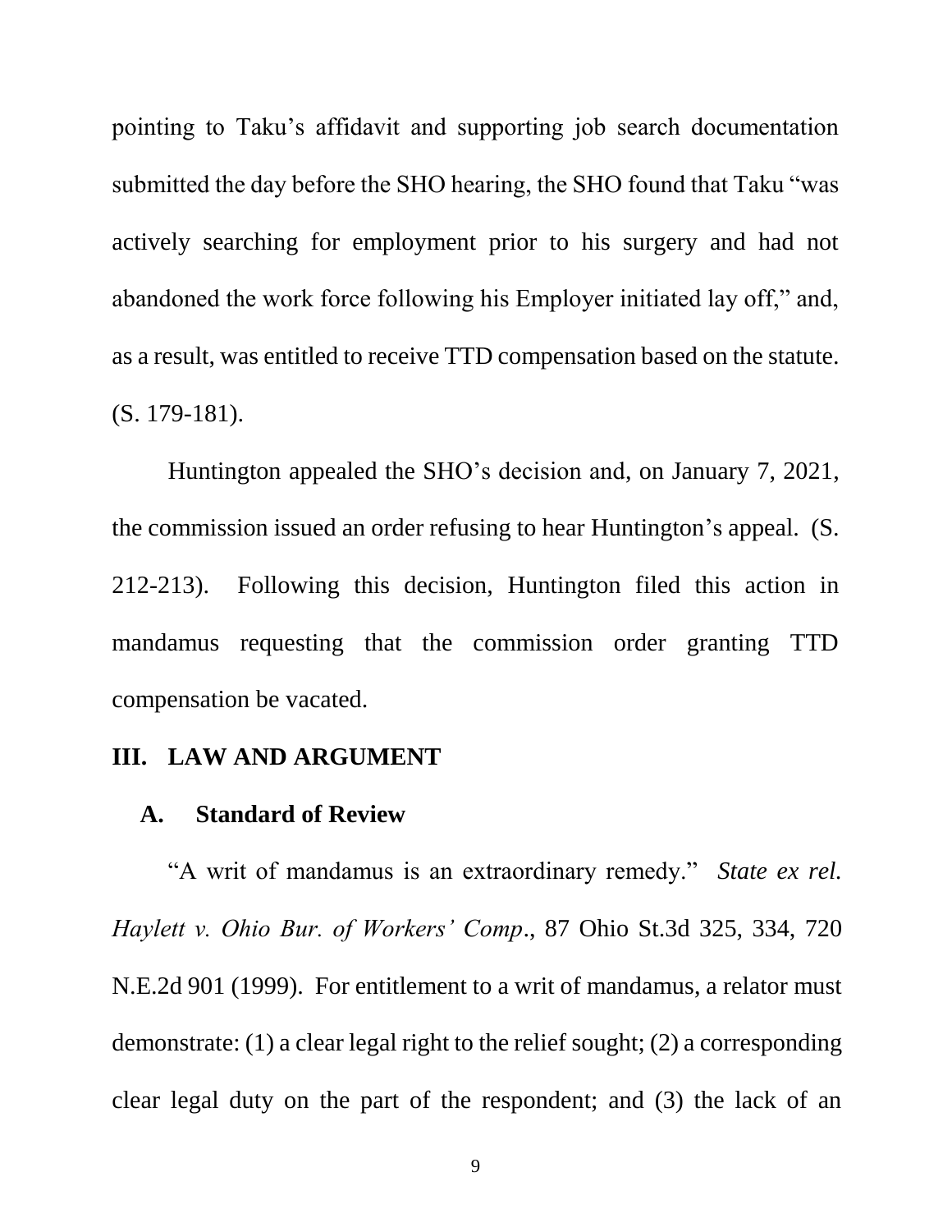pointing to Taku's affidavit and supporting job search documentation submitted the day before the SHO hearing, the SHO found that Taku "was actively searching for employment prior to his surgery and had not abandoned the work force following his Employer initiated lay off," and, as a result, was entitled to receive TTD compensation based on the statute. (S. 179-181).

Huntington appealed the SHO's decision and, on January 7, 2021, the commission issued an order refusing to hear Huntington's appeal. (S. 212-213). Following this decision, Huntington filed this action in mandamus requesting that the commission order granting TTD compensation be vacated.

## III. LAW AND ARGUMENT

### A. Standard of Review

"A writ of mandamus is an extraordinary remedy." *State ex rel. Haylett v. Ohio Bur. of Workers' Comp.*, 87 Ohio St.3d 325, 334, 720 N.E.2d 901 (1999). For entitlement to a writ of mandamus, a relator must demonstrate: (1) a clear legal right to the relief sought; (2) a corresponding clear legal duty on the part of the respondent; and (3) the lack of an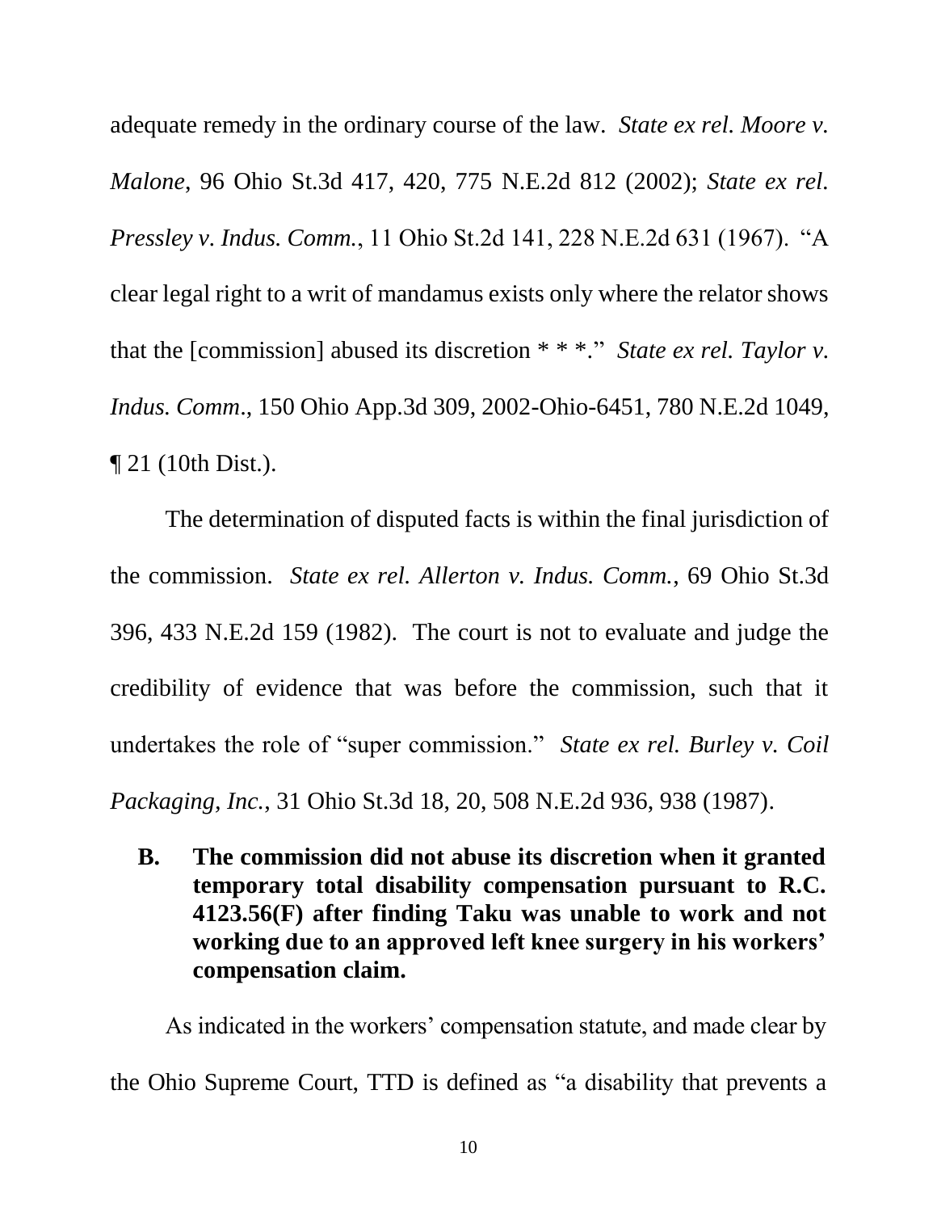adequate remedy in the ordinary course of the law. *State ex rel. Moore v. Malone*, 96 Ohio St.3d 417, 420, 775 N.E.2d 812 (2002); *State ex rel. Pressley v. Indus. Comm.*, 11 Ohio St.2d 141, 228 N.E.2d 631 (1967). "A clear legal right to a writ of mandamus exists only where the relator shows that the [commission] abused its discretion * * *." *State ex rel. Taylor v. Indus. Comm*., 150 Ohio App.3d 309, 2002-Ohio-6451, 780 N.E.2d 1049, ¶ 21 (10th Dist.).

The determination of disputed facts is within the final jurisdiction of the commission. *State ex rel. Allerton v. Indus. Comm.*, 69 Ohio St.3d 396, 433 N.E.2d 159 (1982). The court is not to evaluate and judge the credibility of evidence that was before the commission, such that it undertakes the role of "super commission." *State ex rel. Burley v. Coil Packaging, Inc.*, 31 Ohio St.3d 18, 20, 508 N.E.2d 936, 938 (1987).

**B. The commission did not abuse its discretion when it granted temporary total disability compensation pursuant to R.C. 4123.56(F) after finding Taku was unable to work and not working due to an approved left knee surgery in his workers' compensation claim.**

As indicated in the workers' compensation statute, and made clear by the Ohio Supreme Court, TTD is defined as "a disability that prevents a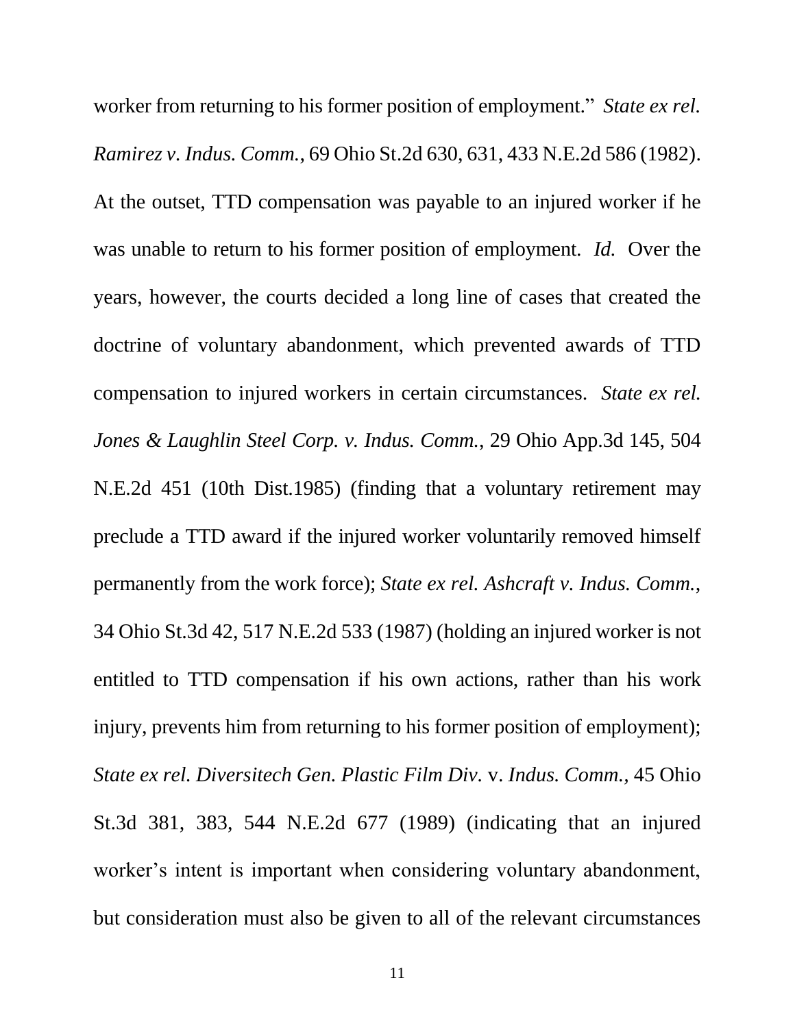worker from returning to his former position of employment." *State ex rel. Ramirez v. Indus. Comm.*, 69 Ohio St.2d 630, 631, 433 N.E.2d 586 (1982). At the outset, TTD compensation was payable to an injured worker if he was unable to return to his former position of employment. *Id.* Over the years, however, the courts decided a long line of cases that created the doctrine of voluntary abandonment, which prevented awards of TTD compensation to injured workers in certain circumstances. *State ex rel. Jones & Laughlin Steel Corp. v. Indus. Comm.*, 29 Ohio App.3d 145, 504 N.E.2d 451 (10th Dist.1985) (finding that a voluntary retirement may preclude a TTD award if the injured worker voluntarily removed himself permanently from the work force); *State ex rel. Ashcraft v. Indus. Comm.*, 34 Ohio St.3d 42, 517 N.E.2d 533 (1987) (holding an injured worker is not entitled to TTD compensation if his own actions, rather than his work injury, prevents him from returning to his former position of employment); *State ex rel. Diversitech Gen. Plastic Film Div.* v. *Indus. Comm.,* 45 Ohio St.3d 381, 383, 544 N.E.2d 677 (1989) (indicating that an injured worker's intent is important when considering voluntary abandonment, but consideration must also be given to all of the relevant circumstances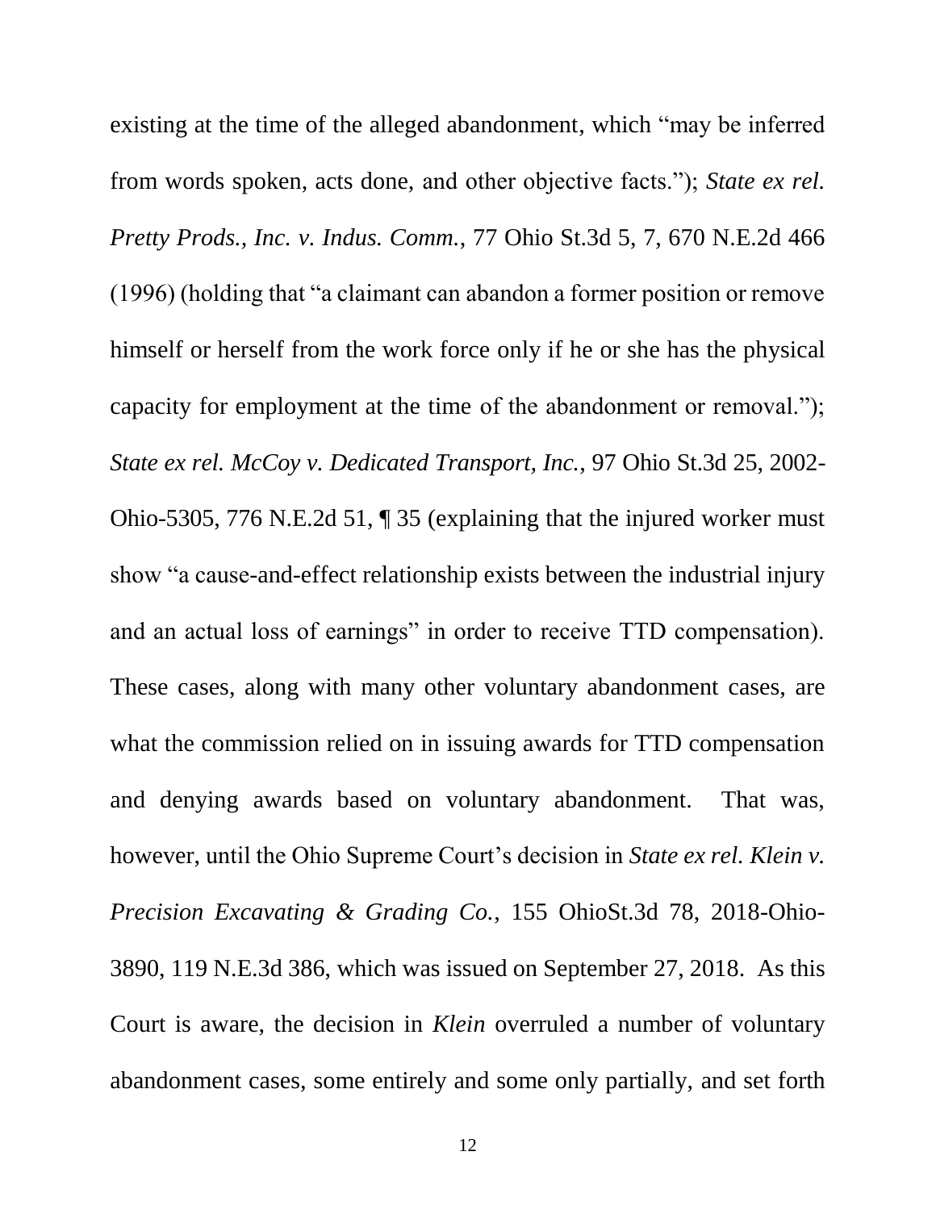existing at the time of the alleged abandonment, which "may be inferred from words spoken, acts done, and other objective facts."); *State ex rel. Pretty Prods., Inc. v. Indus. Comm.*, 77 Ohio St.3d 5, 7, 670 N.E.2d 466 (1996) (holding that "a claimant can abandon a former position or remove himself or herself from the work force only if he or she has the physical capacity for employment at the time of the abandonment or removal."); *State ex rel. McCoy v. Dedicated Transport, Inc.*, 97 Ohio St.3d 25, 2002-Ohio-5305, 776 N.E.2d 51, ¶ 35 (explaining that the injured worker must show "a cause-and-effect relationship exists between the industrial injury and an actual loss of earnings" in order to receive TTD compensation). These cases, along with many other voluntary abandonment cases, are what the commission relied on in issuing awards for TTD compensation and denying awards based on voluntary abandonment. That was, however, until the Ohio Supreme Court's decision in *State ex rel. Klein v. Precision Excavating & Grading Co.*, 155 OhioSt.3d 78, 2018-Ohio-3890, 119 N.E.3d 386, which was issued on September 27, 2018. As this Court is aware, the decision in *Klein* overruled a number of voluntary abandonment cases, some entirely and some only partially, and set forth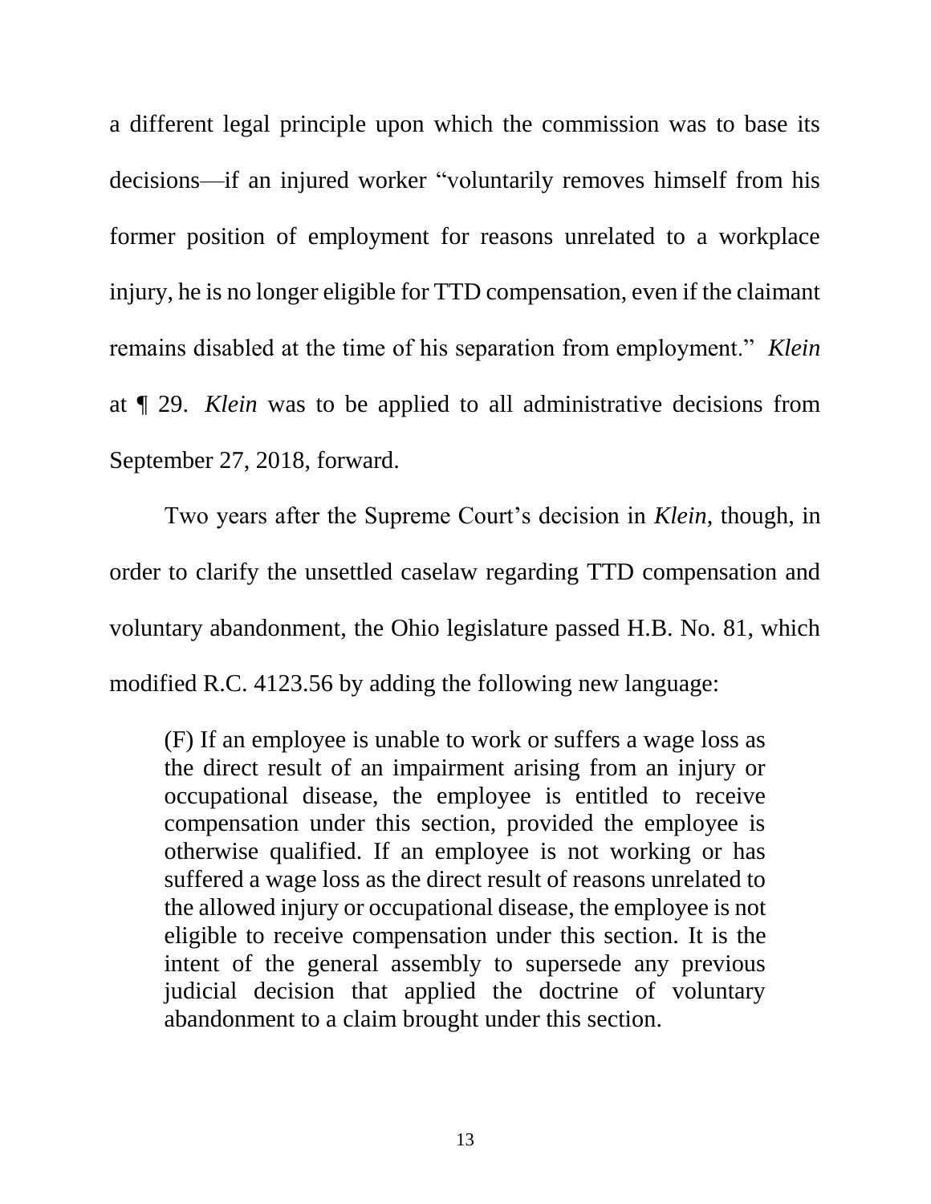a different legal principle upon which the commission was to base its decisions—if an injured worker "voluntarily removes himself from his former position of employment for reasons unrelated to a workplace injury, he is no longer eligible for TTD compensation, even if the claimant remains disabled at the time of his separation from employment." *Klein* at ¶ 29. *Klein* was to be applied to all administrative decisions from September 27, 2018, forward.

Two years after the Supreme Court's decision in *Klein*, though, in order to clarify the unsettled caselaw regarding TTD compensation and voluntary abandonment, the Ohio legislature passed H.B. No. 81, which modified R.C. 4123.56 by adding the following new language:

> (F) If an employee is unable to work or suffers a wage loss as the direct result of an impairment arising from an injury or occupational disease, the employee is entitled to receive compensation under this section, provided the employee is otherwise qualified. If an employee is not working or has suffered a wage loss as the direct result of reasons unrelated to the allowed injury or occupational disease, the employee is not eligible to receive compensation under this section. It is the intent of the general assembly to supersede any previous judicial decision that applied the doctrine of voluntary abandonment to a claim brought under this section.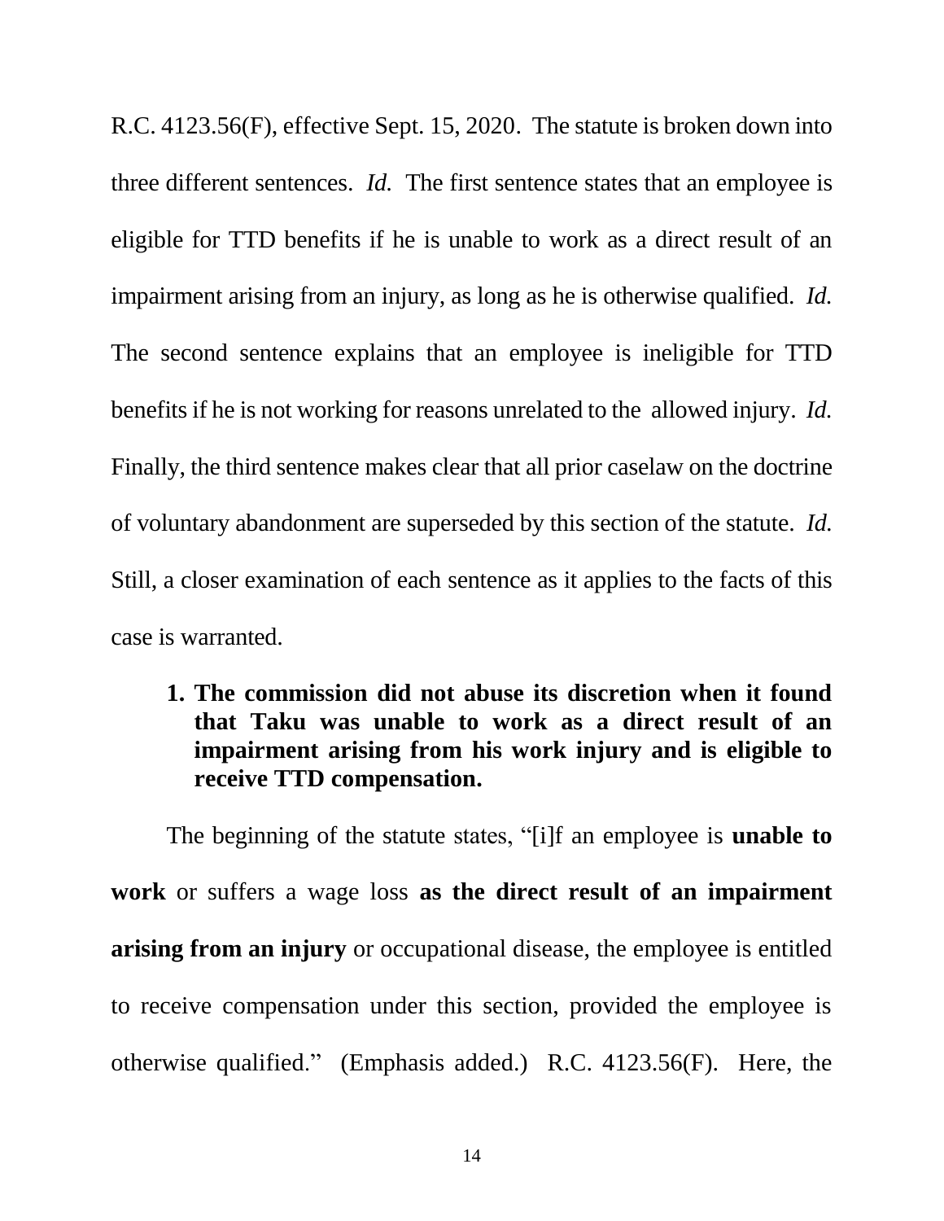R.C. 4123.56(F), effective Sept. 15, 2020. The statute is broken down into three different sentences. *Id.* The first sentence states that an employee is eligible for TTD benefits if he is unable to work as a direct result of an impairment arising from an injury, as long as he is otherwise qualified. *Id.* The second sentence explains that an employee is ineligible for TTD benefits if he is not working for reasons unrelated to the allowed injury. *Id.* Finally, the third sentence makes clear that all prior caselaw on the doctrine of voluntary abandonment are superseded by this section of the statute. *Id.* Still, a closer examination of each sentence as it applies to the facts of this case is warranted.

**1. The commission did not abuse its discretion when it found that Taku was unable to work as a direct result of an impairment arising from his work injury and is eligible to receive TTD compensation.**

The beginning of the statute states, "[i]f an employee is **unable to work** or suffers a wage loss **as the direct result of an impairment arising from an injury** or occupational disease, the employee is entitled to receive compensation under this section, provided the employee is otherwise qualified." (Emphasis added.) R.C. 4123.56(F). Here, the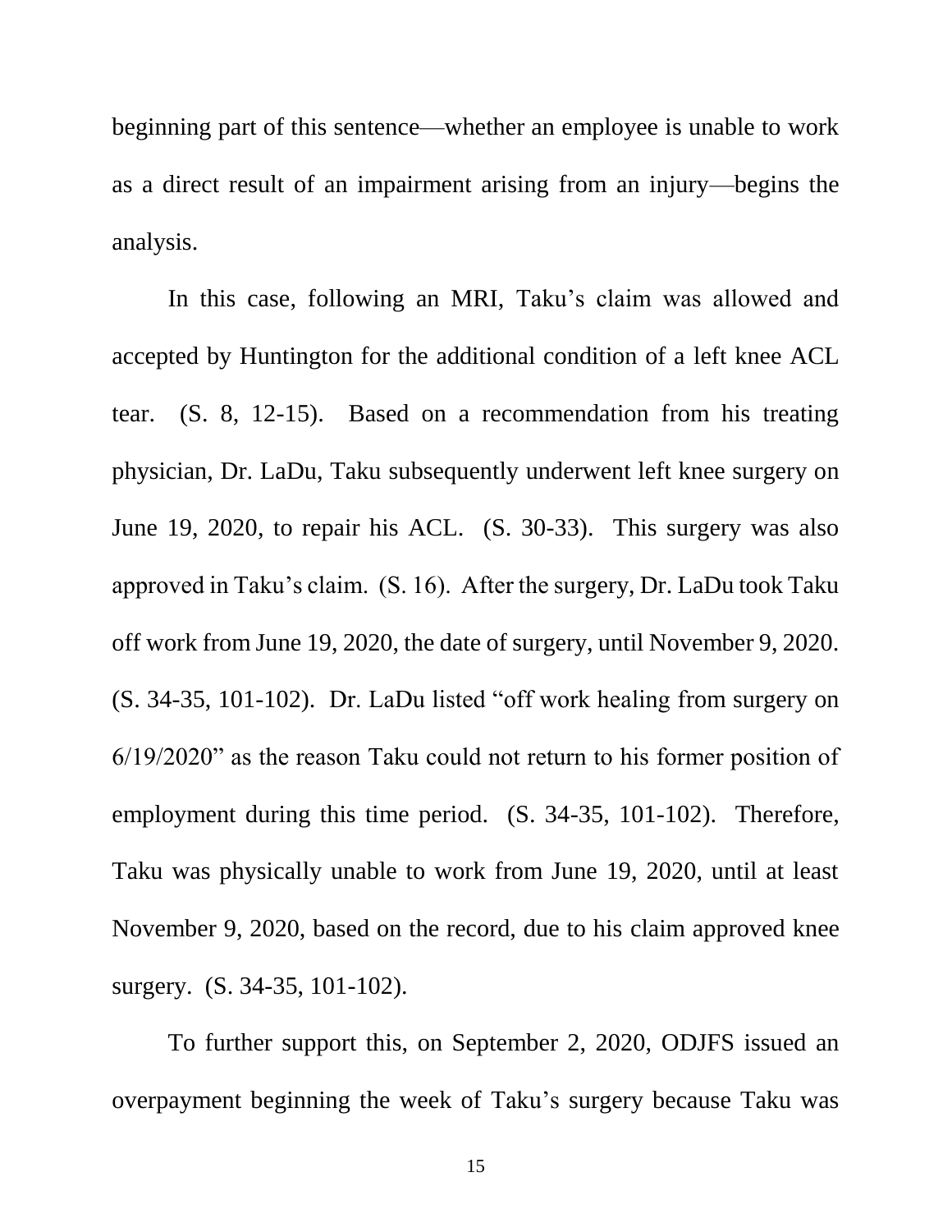beginning part of this sentence—whether an employee is unable to work as a direct result of an impairment arising from an injury—begins the analysis.

In this case, following an MRI, Taku's claim was allowed and accepted by Huntington for the additional condition of a left knee ACL tear. (S. 8, 12-15). Based on a recommendation from his treating physician, Dr. LaDu, Taku subsequently underwent left knee surgery on June 19, 2020, to repair his ACL. (S. 30-33). This surgery was also approved in Taku's claim. (S. 16). After the surgery, Dr. LaDu took Taku off work from June 19, 2020, the date of surgery, until November 9, 2020. (S. 34-35, 101-102). Dr. LaDu listed "off work healing from surgery on 6/19/2020" as the reason Taku could not return to his former position of employment during this time period. (S. 34-35, 101-102). Therefore, Taku was physically unable to work from June 19, 2020, until at least November 9, 2020, based on the record, due to his claim approved knee surgery. (S. 34-35, 101-102).

To further support this, on September 2, 2020, ODJFS issued an overpayment beginning the week of Taku's surgery because Taku was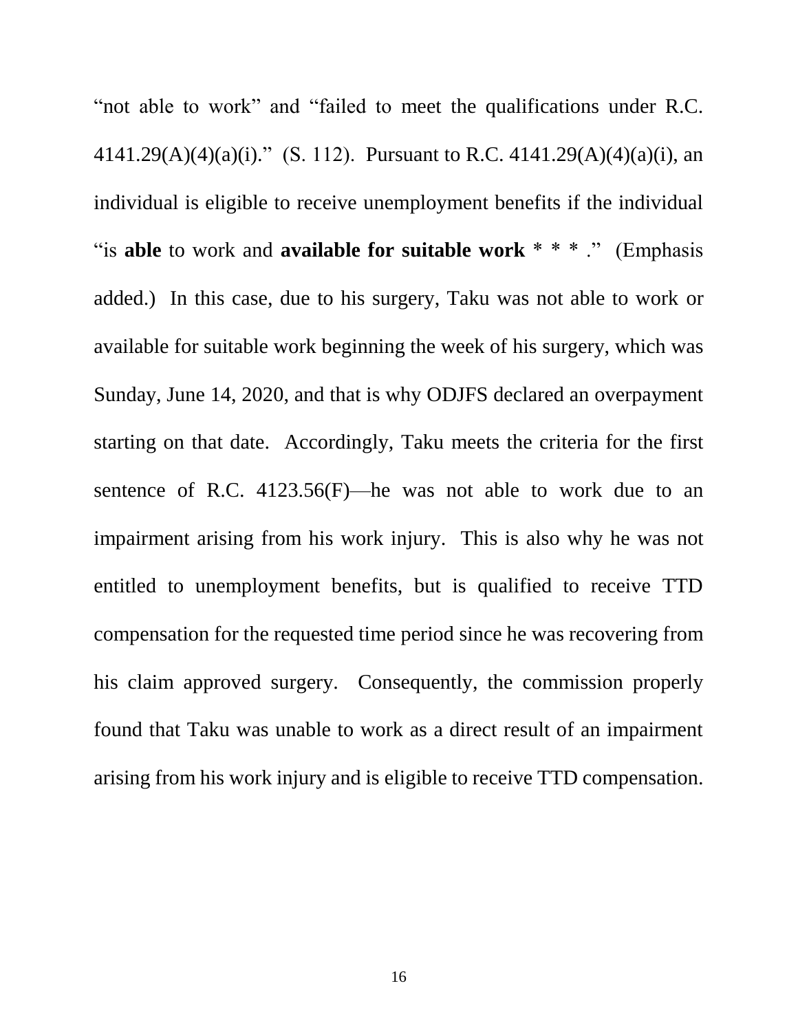"not able to work" and "failed to meet the qualifications under R.C. 4141.29(A)(4)(a)(i)." (S. 112). Pursuant to R.C. 4141.29(A)(4)(a)(i), an individual is eligible to receive unemployment benefits if the individual "is **able** to work and **available for suitable work** * * * ." (Emphasis added.) In this case, due to his surgery, Taku was not able to work or available for suitable work beginning the week of his surgery, which was Sunday, June 14, 2020, and that is why ODJFS declared an overpayment starting on that date. Accordingly, Taku meets the criteria for the first sentence of R.C. 4123.56(F)—he was not able to work due to an impairment arising from his work injury. This is also why he was not entitled to unemployment benefits, but is qualified to receive TTD compensation for the requested time period since he was recovering from his claim approved surgery. Consequently, the commission properly found that Taku was unable to work as a direct result of an impairment arising from his work injury and is eligible to receive TTD compensation.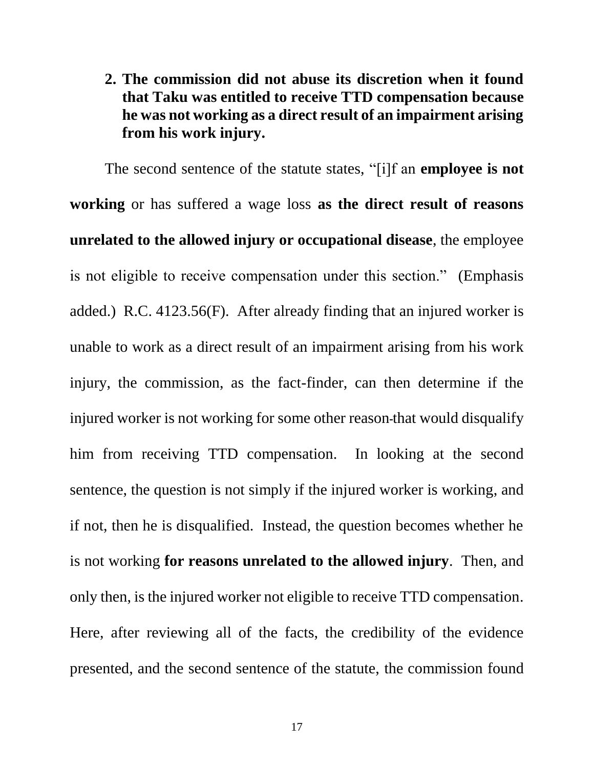### 2. The commission did not abuse its discretion when it found that Taku was entitled to receive TTD compensation because he was not working as a direct result of an impairment arising from his work injury.

The second sentence of the statute states, "[i]f an **employee is not working** or has suffered a wage loss **as the direct result of reasons unrelated to the allowed injury or occupational disease**, the employee is not eligible to receive compensation under this section." (Emphasis added.) R.C. 4123.56(F). After already finding that an injured worker is unable to work as a direct result of an impairment arising from his work injury, the commission, as the fact-finder, can then determine if the injured worker is not working for some other reason that would disqualify him from receiving TTD compensation. In looking at the second sentence, the question is not simply if the injured worker is working, and if not, then he is disqualified. Instead, the question becomes whether he is not working **for reasons unrelated to the allowed injury**. Then, and only then, is the injured worker not eligible to receive TTD compensation. Here, after reviewing all of the facts, the credibility of the evidence presented, and the second sentence of the statute, the commission found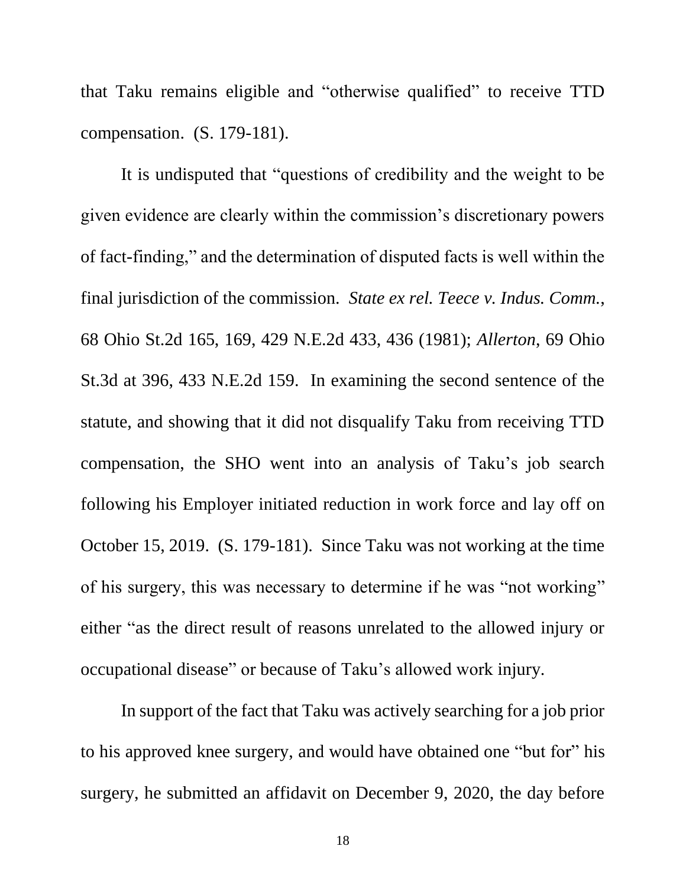that Taku remains eligible and "otherwise qualified" to receive TTD compensation. (S. 179-181).

It is undisputed that "questions of credibility and the weight to be given evidence are clearly within the commission's discretionary powers of fact-finding," and the determination of disputed facts is well within the final jurisdiction of the commission. *State ex rel. Teece v. Indus. Comm.*, 68 Ohio St.2d 165, 169, 429 N.E.2d 433, 436 (1981); *Allerton,* 69 Ohio St.3d at 396, 433 N.E.2d 159. In examining the second sentence of the statute, and showing that it did not disqualify Taku from receiving TTD compensation, the SHO went into an analysis of Taku's job search following his Employer initiated reduction in work force and lay off on October 15, 2019. (S. 179-181). Since Taku was not working at the time of his surgery, this was necessary to determine if he was "not working" either "as the direct result of reasons unrelated to the allowed injury or occupational disease" or because of Taku's allowed work injury.

In support of the fact that Taku was actively searching for a job prior to his approved knee surgery, and would have obtained one "but for" his surgery, he submitted an affidavit on December 9, 2020, the day before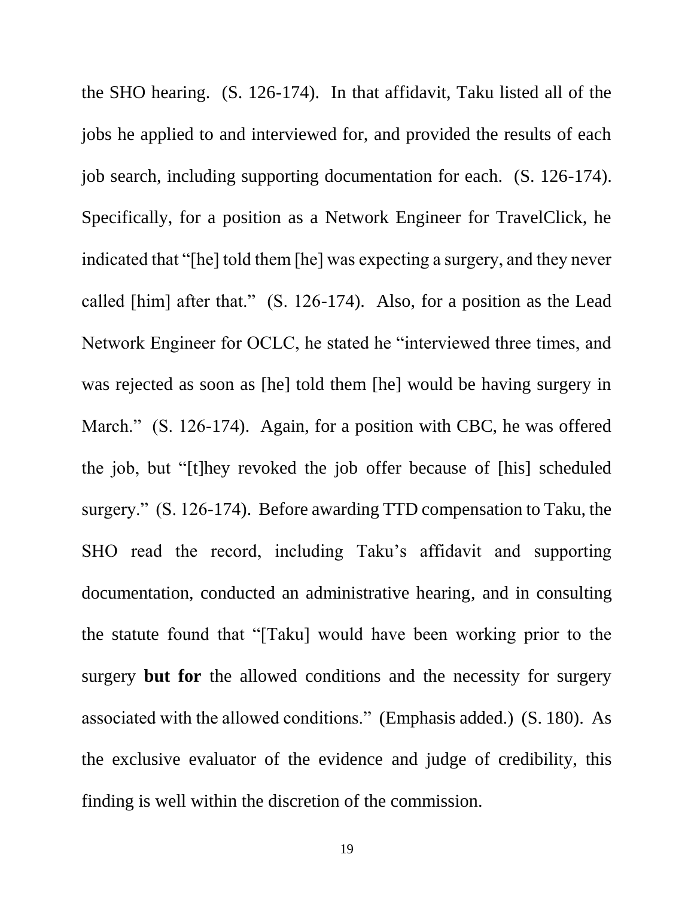the SHO hearing. (S. 126-174). In that affidavit, Taku listed all of the jobs he applied to and interviewed for, and provided the results of each job search, including supporting documentation for each. (S. 126-174). Specifically, for a position as a Network Engineer for TravelClick, he indicated that "[he] told them [he] was expecting a surgery, and they never called [him] after that." (S. 126-174). Also, for a position as the Lead Network Engineer for OCLC, he stated he "interviewed three times, and was rejected as soon as [he] told them [he] would be having surgery in March." (S. 126-174). Again, for a position with CBC, he was offered the job, but "[t]hey revoked the job offer because of [his] scheduled surgery." (S. 126-174). Before awarding TTD compensation to Taku, the SHO read the record, including Taku's affidavit and supporting documentation, conducted an administrative hearing, and in consulting the statute found that "[Taku] would have been working prior to the surgery **but for** the allowed conditions and the necessity for surgery associated with the allowed conditions." (Emphasis added.) (S. 180). As the exclusive evaluator of the evidence and judge of credibility, this finding is well within the discretion of the commission.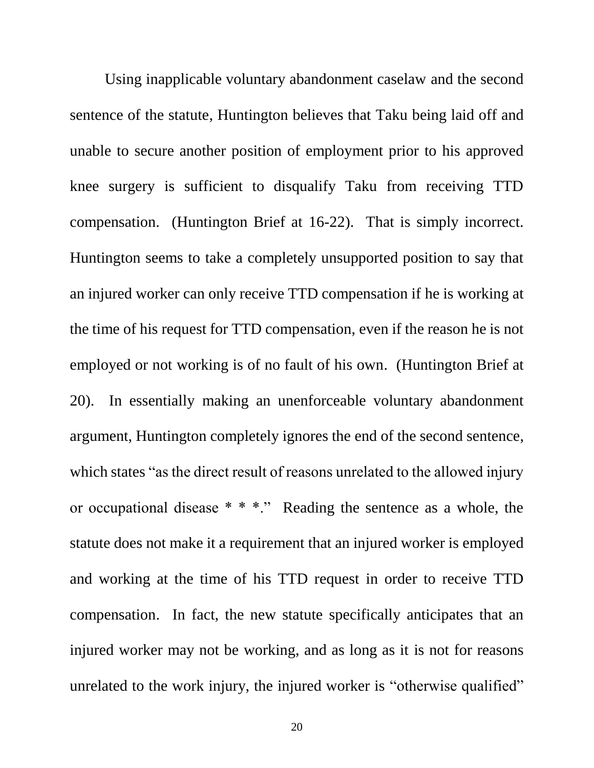Using inapplicable voluntary abandonment caselaw and the second sentence of the statute, Huntington believes that Taku being laid off and unable to secure another position of employment prior to his approved knee surgery is sufficient to disqualify Taku from receiving TTD compensation. (Huntington Brief at 16-22). That is simply incorrect. Huntington seems to take a completely unsupported position to say that an injured worker can only receive TTD compensation if he is working at the time of his request for TTD compensation, even if the reason he is not employed or not working is of no fault of his own. (Huntington Brief at 20). In essentially making an unenforceable voluntary abandonment argument, Huntington completely ignores the end of the second sentence, which states "as the direct result of reasons unrelated to the allowed injury or occupational disease * * *." Reading the sentence as a whole, the statute does not make it a requirement that an injured worker is employed and working at the time of his TTD request in order to receive TTD compensation. In fact, the new statute specifically anticipates that an injured worker may not be working, and as long as it is not for reasons unrelated to the work injury, the injured worker is "otherwise qualified"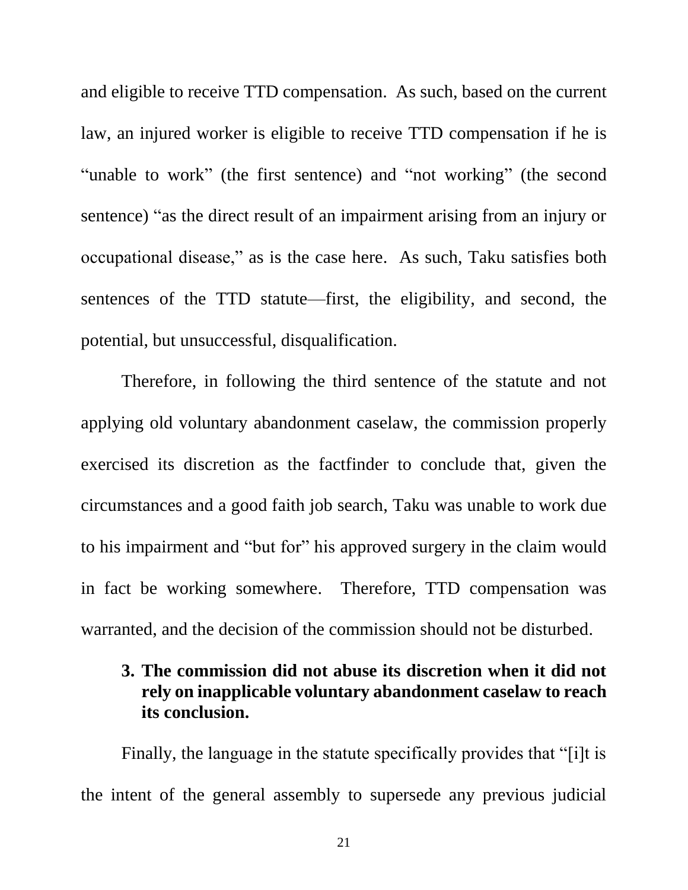and eligible to receive TTD compensation. As such, based on the current law, an injured worker is eligible to receive TTD compensation if he is "unable to work" (the first sentence) and "not working" (the second sentence) "as the direct result of an impairment arising from an injury or occupational disease," as is the case here. As such, Taku satisfies both sentences of the TTD statute—first, the eligibility, and second, the potential, but unsuccessful, disqualification.

Therefore, in following the third sentence of the statute and not applying old voluntary abandonment caselaw, the commission properly exercised its discretion as the factfinder to conclude that, given the circumstances and a good faith job search, Taku was unable to work due to his impairment and "but for" his approved surgery in the claim would in fact be working somewhere. Therefore, TTD compensation was warranted, and the decision of the commission should not be disturbed.

**3. The commission did not abuse its discretion when it did not rely on inapplicable voluntary abandonment caselaw to reach its conclusion.**

Finally, the language in the statute specifically provides that "[i]t is the intent of the general assembly to supersede any previous judicial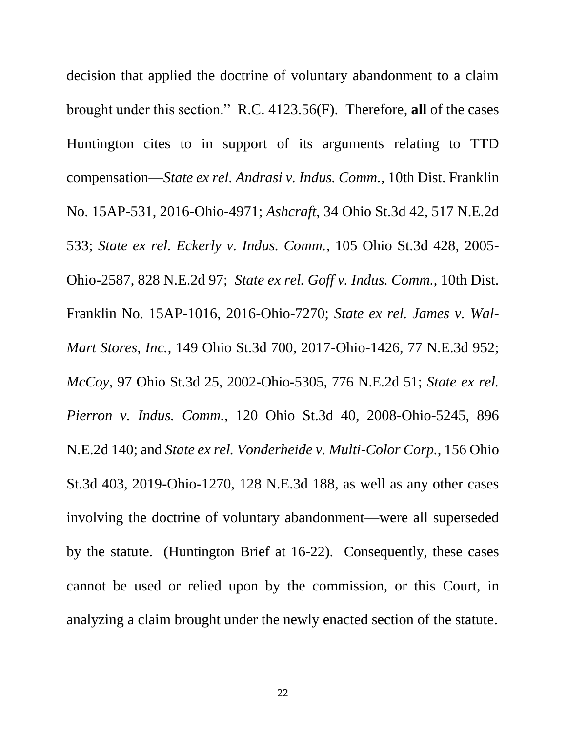decision that applied the doctrine of voluntary abandonment to a claim brought under this section." R.C. 4123.56(F). Therefore, **all** of the cases Huntington cites to in support of its arguments relating to TTD compensation—*State ex rel. Andrasi v. Indus. Comm.*, 10th Dist. Franklin No. 15AP-531, 2016-Ohio-4971; *Ashcraft*, 34 Ohio St.3d 42, 517 N.E.2d 533; *State ex rel. Eckerly v. Indus. Comm.*, 105 Ohio St.3d 428, 2005-Ohio-2587, 828 N.E.2d 97; *State ex rel. Goff v. Indus. Comm.*, 10th Dist. Franklin No. 15AP-1016, 2016-Ohio-7270; *State ex rel. James v. Wal-Mart Stores, Inc.*, 149 Ohio St.3d 700, 2017-Ohio-1426, 77 N.E.3d 952; *McCoy*, 97 Ohio St.3d 25, 2002-Ohio-5305, 776 N.E.2d 51; *State ex rel. Pierron v. Indus. Comm.*, 120 Ohio St.3d 40, 2008-Ohio-5245, 896 N.E.2d 140; and *State ex rel. Vonderheide v. Multi-Color Corp.*, 156 Ohio St.3d 403, 2019-Ohio-1270, 128 N.E.3d 188, as well as any other cases involving the doctrine of voluntary abandonment—were all superseded by the statute. (Huntington Brief at 16-22). Consequently, these cases cannot be used or relied upon by the commission, or this Court, in analyzing a claim brought under the newly enacted section of the statute.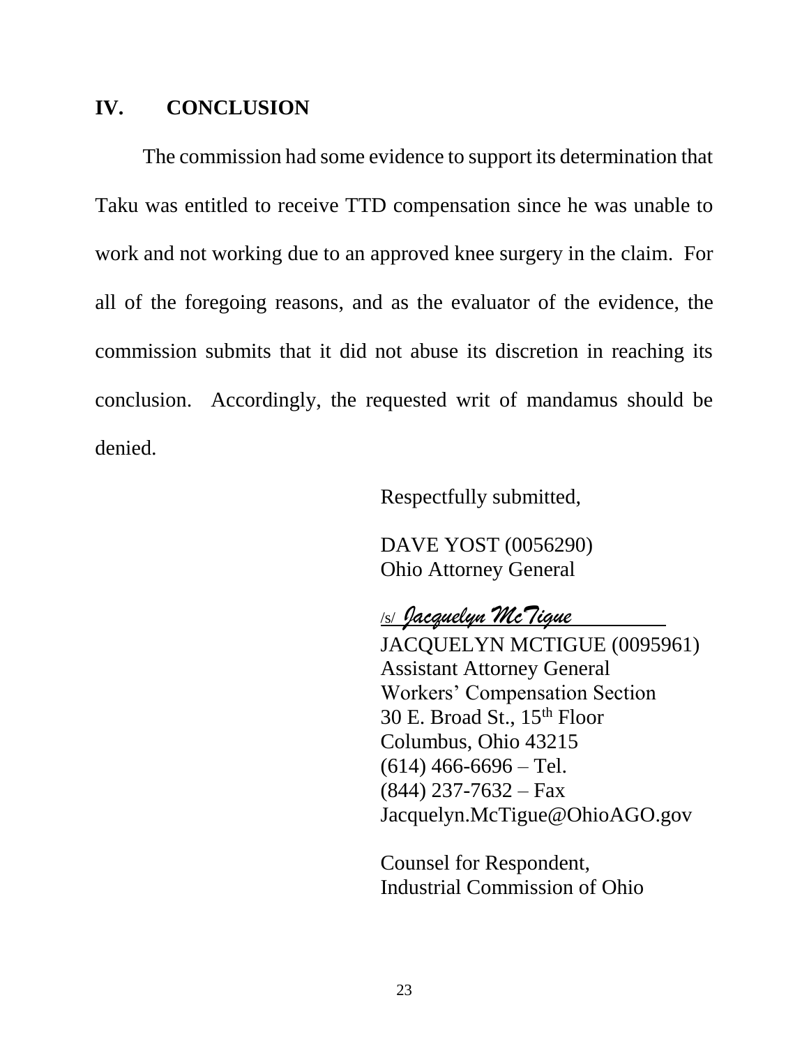## IV. CONCLUSION

The commission had some evidence to support its determination that Taku was entitled to receive TTD compensation since he was unable to work and not working due to an approved knee surgery in the claim. For all of the foregoing reasons, and as the evaluator of the evidence, the commission submits that it did not abuse its discretion in reaching its conclusion. Accordingly, the requested writ of mandamus should be denied.

Respectfully submitted,

DAVE YOST (0056290)
Ohio Attorney General

/s/ *Jacquelyn McTigue*
JACQUELYN MCTIGUE (0095961)
Assistant Attorney General
Workers' Compensation Section
30 E. Broad St., 15th Floor
Columbus, Ohio 43215
(614) 466-6696 – Tel.
(844) 237-7632 – Fax
Jacquelyn.McTigue@OhioAGO.gov

Counsel for Respondent,
Industrial Commission of Ohio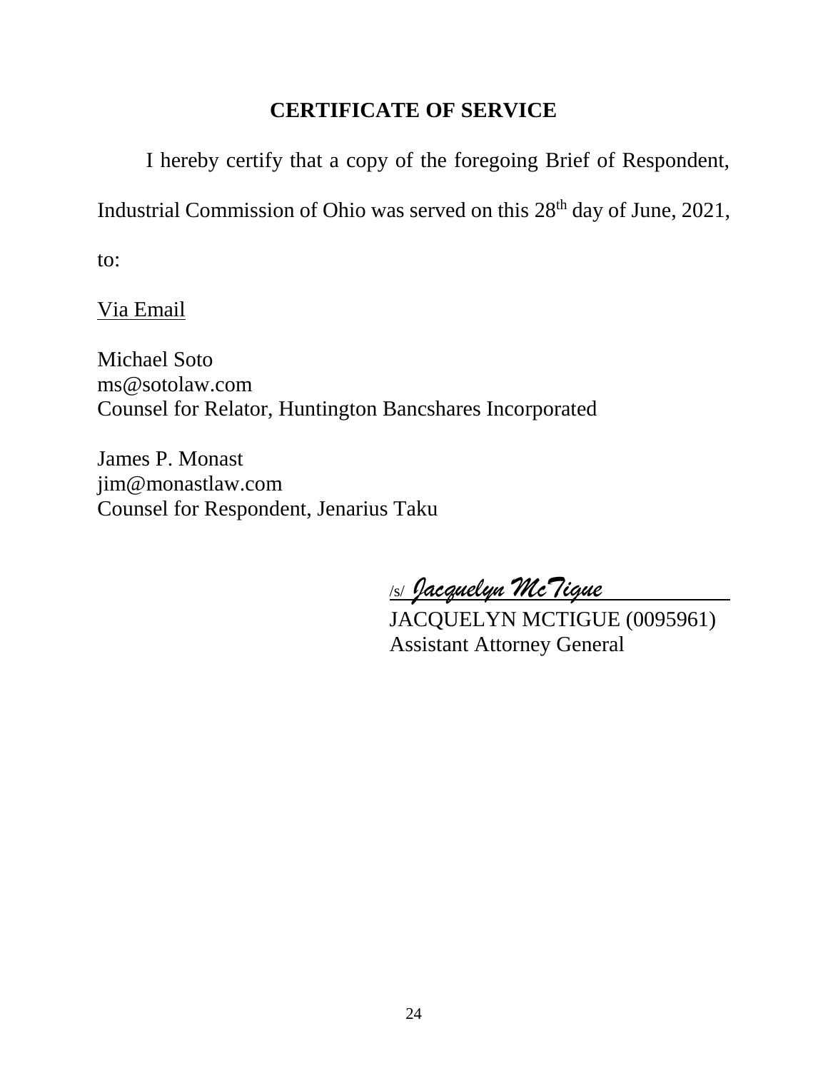## CERTIFICATE OF SERVICE

I hereby certify that a copy of the foregoing Brief of Respondent, Industrial Commission of Ohio was served on this 28th day of June, 2021, to:

Via Email

Michael Soto
ms@sotolaw.com
Counsel for Relator, Huntington Bancshares Incorporated

James P. Monast
jim@monastlaw.com
Counsel for Respondent, Jenarius Taku

/s/ *Jacquelyn McTigue*
JACQUELYN MCTIGUE (0095961)
Assistant Attorney General